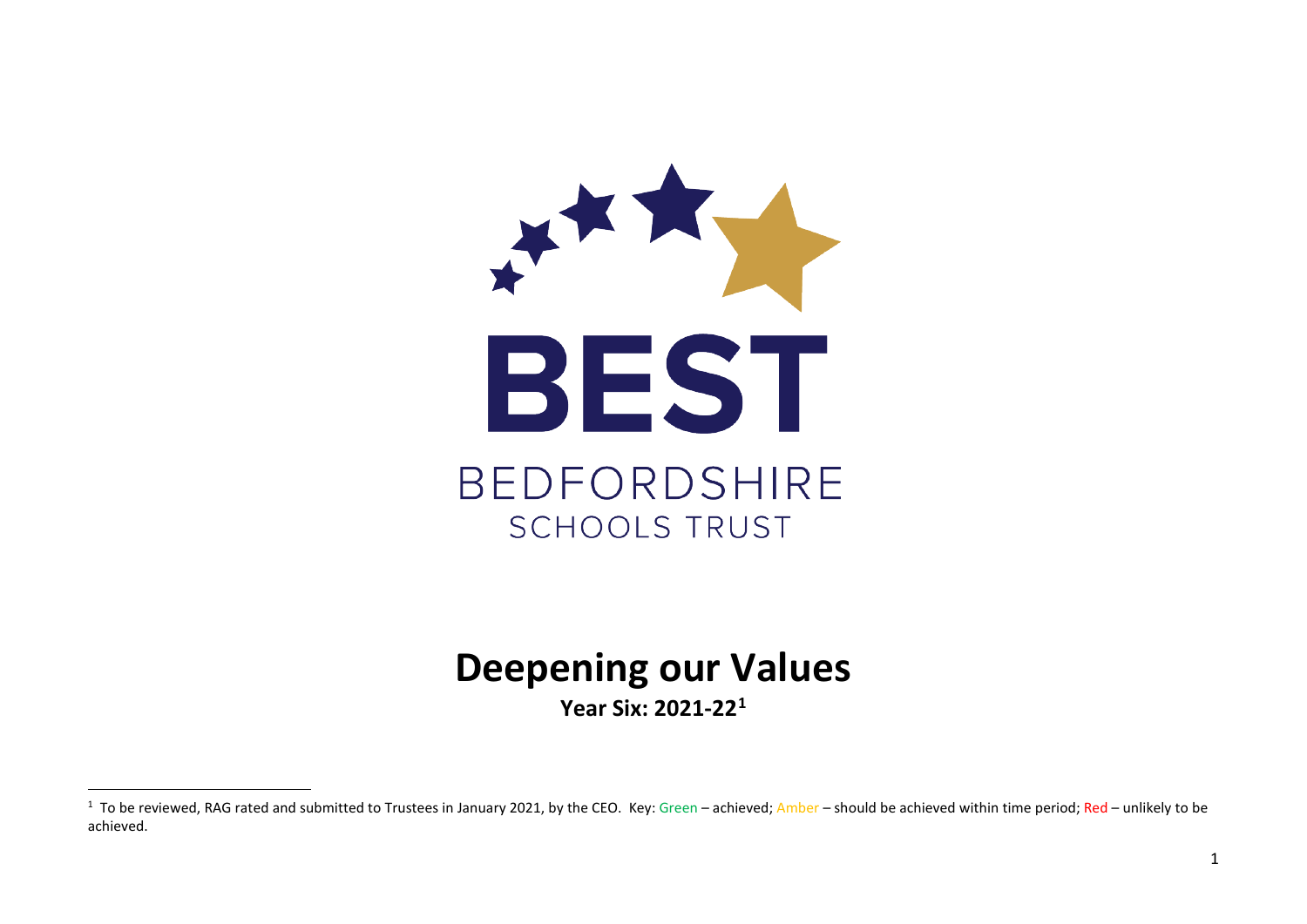BEST

BEDFORDSHIRE SCHOOLS TRUST

# Deepening our Values

**Year Six: 2021-22[1]**

[1] To be reviewed, RAG rated and submitted to Trustees in January 2021, by the CEO. Key: Green – achieved; Amber – should be achieved within time period; Red – unlikely to be achieved.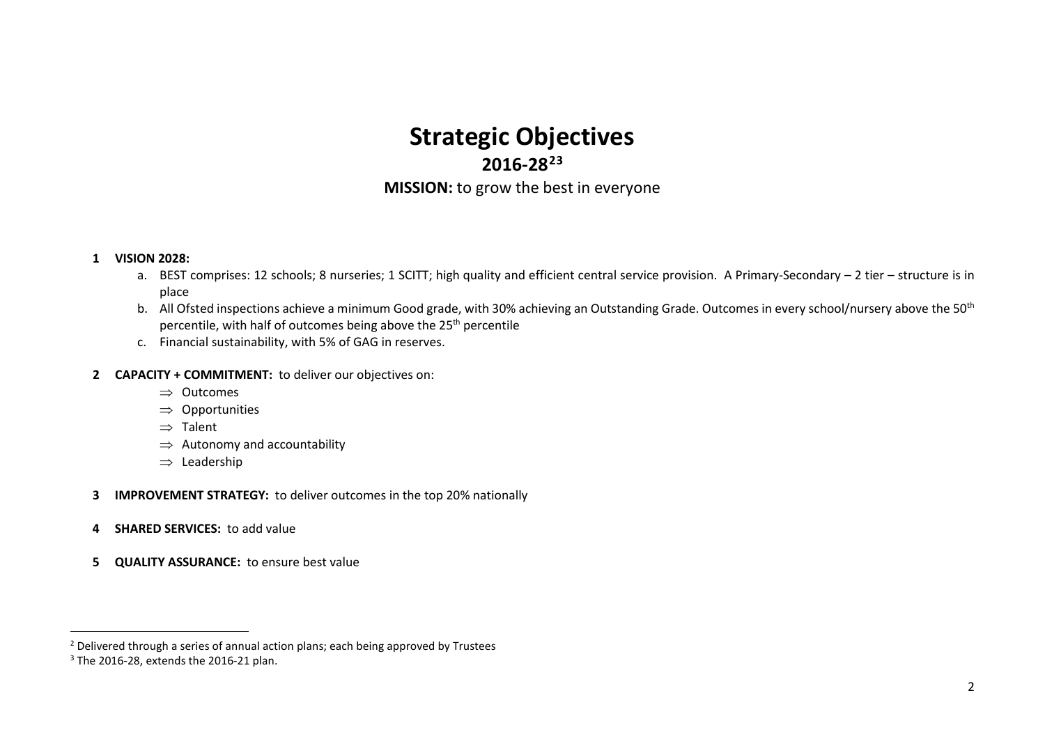# Strategic Objectives

## 2016-28[2][3]

**MISSION:** to grow the best in everyone

**1 VISION 2028:**

a. BEST comprises: 12 schools; 8 nurseries; 1 SCITT; high quality and efficient central service provision. A Primary-Secondary – 2 tier – structure is in place

b. All Ofsted inspections achieve a minimum Good grade, with 30% achieving an Outstanding Grade. Outcomes in every school/nursery above the 50th percentile, with half of outcomes being above the 25th percentile

c. Financial sustainability, with 5% of GAG in reserves.

**2 CAPACITY + COMMITMENT:** to deliver our objectives on:

- ⇒ Outcomes
- ⇒ Opportunities
- ⇒ Talent
- ⇒ Autonomy and accountability
- ⇒ Leadership

**3 IMPROVEMENT STRATEGY:** to deliver outcomes in the top 20% nationally

**4 SHARED SERVICES:** to add value

**5 QUALITY ASSURANCE:** to ensure best value

---

[2] Delivered through a series of annual action plans; each being approved by Trustees

[3] The 2016-28, extends the 2016-21 plan.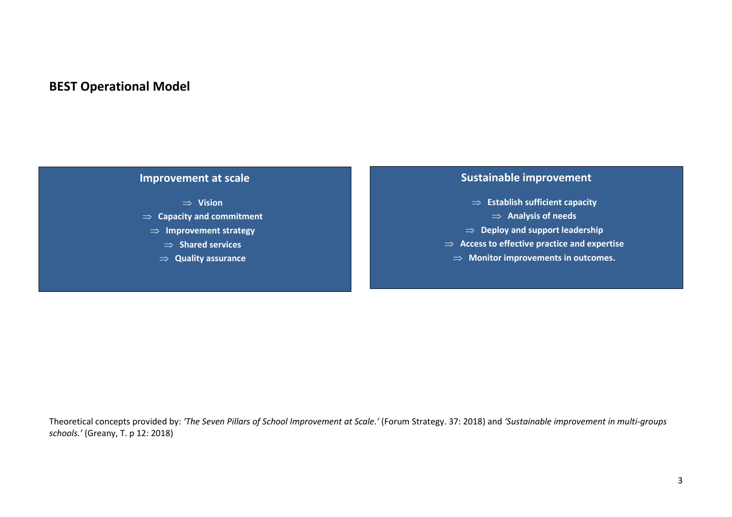## BEST Operational Model

### Improvement at scale

- ⇒ **Vision**
- ⇒ **Capacity and commitment**
- ⇒ **Improvement strategy**
- ⇒ **Shared services**
- ⇒ **Quality assurance**

### Sustainable improvement

- ⇒ **Establish sufficient capacity**
- ⇒ **Analysis of needs**
- ⇒ **Deploy and support leadership**
- ⇒ **Access to effective practice and expertise**
- ⇒ **Monitor improvements in outcomes.**

Theoretical concepts provided by: *'The Seven Pillars of School Improvement at Scale.'* (Forum Strategy. 37: 2018) and *'Sustainable improvement in multi-groups schools.'* (Greany, T. p 12: 2018)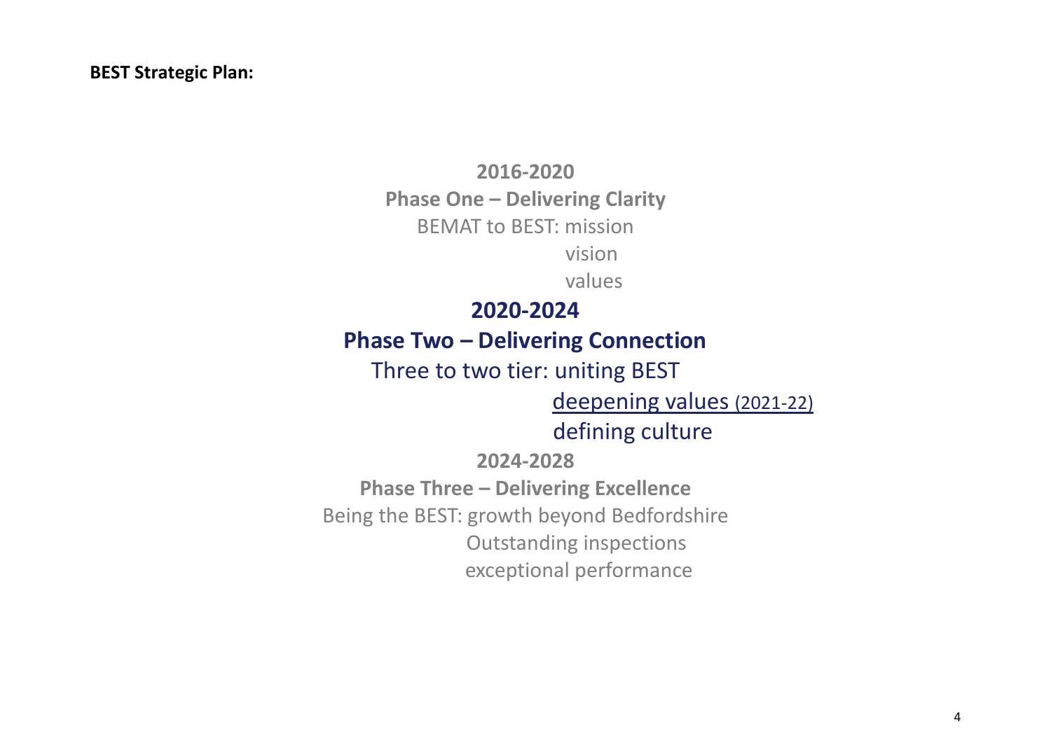**BEST Strategic Plan:**

**2016-2020**

**Phase One – Delivering Clarity**

BEMAT to BEST: mission
vision
values

**2020-2024**

**Phase Two – Delivering Connection**

Three to two tier: uniting BEST
deepening values (2021-22)
defining culture

**2024-2028**

**Phase Three – Delivering Excellence**

Being the BEST: growth beyond Bedfordshire
Outstanding inspections
exceptional performance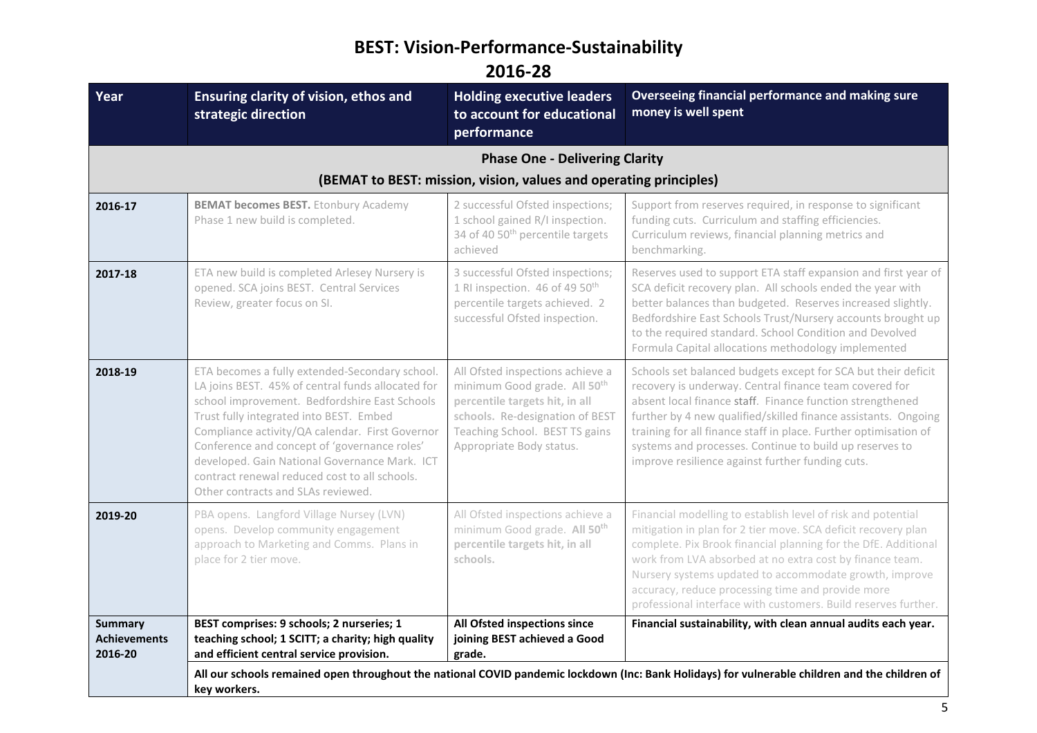# BEST: Vision-Performance-Sustainability

## 2016-28

| Year | Ensuring clarity of vision, ethos and strategic direction | Holding executive leaders to account for educational performance | Overseeing financial performance and making sure money is well spent |
|---|---|---|---|
| **Phase One - Delivering Clarity (BEMAT to BEST: mission, vision, values and operating principles)** | | | |
| **2016-17** | **BEMAT becomes BEST.** Etonbury Academy Phase 1 new build is completed. | 2 successful Ofsted inspections; 1 school gained R/I inspection. 34 of 40 50th percentile targets achieved | Support from reserves required, in response to significant funding cuts. Curriculum and staffing efficiencies. Curriculum reviews, financial planning metrics and benchmarking. |
| **2017-18** | ETA new build is completed Arlesey Nursery is opened. SCA joins BEST. Central Services Review, greater focus on SI. | 3 successful Ofsted inspections; 1 RI inspection. 46 of 49 50th percentile targets achieved. 2 successful Ofsted inspection. | Reserves used to support ETA staff expansion and first year of SCA deficit recovery plan. All schools ended the year with better balances than budgeted. Reserves increased slightly. Bedfordshire East Schools Trust/Nursery accounts brought up to the required standard. School Condition and Devolved Formula Capital allocations methodology implemented |
| **2018-19** | ETA becomes a fully extended-Secondary school. LA joins BEST. 45% of central funds allocated for school improvement. Bedfordshire East Schools Trust fully integrated into BEST. Embed Compliance activity/QA calendar. First Governor Conference and concept of 'governance roles' developed. Gain National Governance Mark. ICT contract renewal reduced cost to all schools. Other contracts and SLAs reviewed. | All Ofsted inspections achieve a minimum Good grade. **All 50th percentile targets hit, in all schools.** Re-designation of BEST Teaching School. BEST TS gains Appropriate Body status. | Schools set balanced budgets except for SCA but their deficit recovery is underway. Central finance team covered for absent local finance staff. Finance function strengthened further by 4 new qualified/skilled finance assistants. Ongoing training for all finance staff in place. Further optimisation of systems and processes. Continue to build up reserves to improve resilience against further funding cuts. |
| **2019-20** | PBA opens. Langford Village Nursey (LVN) opens. Develop community engagement approach to Marketing and Comms. Plans in place for 2 tier move. | All Ofsted inspections achieve a minimum Good grade. **All 50th percentile targets hit, in all schools.** | Financial modelling to establish level of risk and potential mitigation in plan for 2 tier move. SCA deficit recovery plan complete. Pix Brook financial planning for the DfE. Additional work from LVA absorbed at no extra cost by finance team. Nursery systems updated to accommodate growth, improve accuracy, reduce processing time and provide more professional interface with customers. Build reserves further. |
| **Summary Achievements 2016-20** | **BEST comprises: 9 schools; 2 nurseries; 1 teaching school; 1 SCITT; a charity; high quality and efficient central service provision.** | **All Ofsted inspections since joining BEST achieved a Good grade.** | **Financial sustainability, with clean annual audits each year.** |
| | **All our schools remained open throughout the national COVID pandemic lockdown (Inc: Bank Holidays) for vulnerable children and the children of key workers.** | | |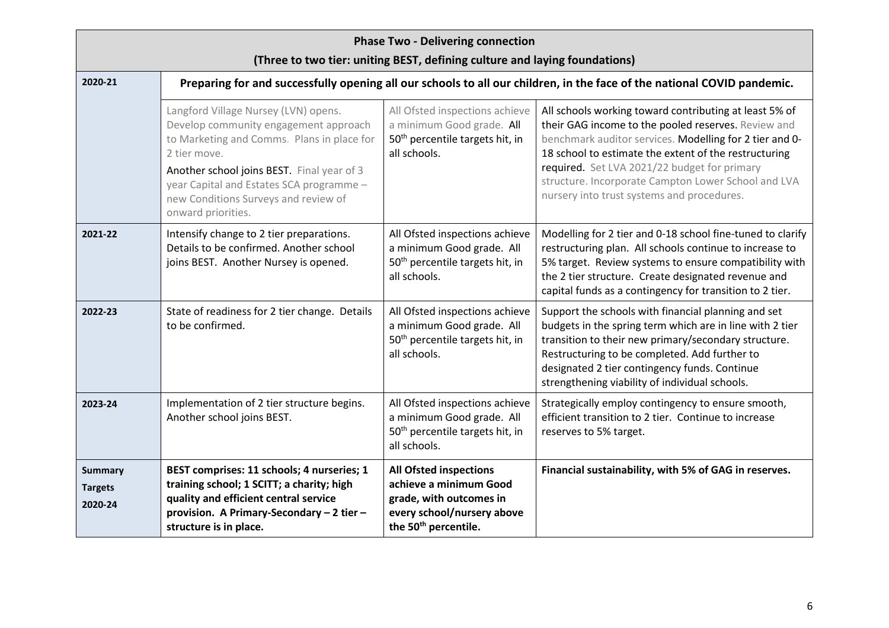| **Phase Two - Delivering connection (Three to two tier: uniting BEST, defining culture and laying foundations)** | | | |
|---|---|---|---|
| **2020-21** | **Preparing for and successfully opening all our schools to all our children, in the face of the national COVID pandemic.** | | |
| | Langford Village Nursey (LVN) opens. Develop community engagement approach to Marketing and Comms. Plans in place for 2 tier move. Another school joins BEST. Final year of 3 year Capital and Estates SCA programme – new Conditions Surveys and review of onward priorities. | All Ofsted inspections achieve a minimum Good grade. All 50th percentile targets hit, in all schools. | All schools working toward contributing at least 5% of their GAG income to the pooled reserves. Review and benchmark auditor services. Modelling for 2 tier and 0-18 school to estimate the extent of the restructuring required. Set LVA 2021/22 budget for primary structure. Incorporate Campton Lower School and LVA nursery into trust systems and procedures. |
| **2021-22** | Intensify change to 2 tier preparations. Details to be confirmed. Another school joins BEST. Another Nursey is opened. | All Ofsted inspections achieve a minimum Good grade. All 50th percentile targets hit, in all schools. | Modelling for 2 tier and 0-18 school fine-tuned to clarify restructuring plan. All schools continue to increase to 5% target. Review systems to ensure compatibility with the 2 tier structure. Create designated revenue and capital funds as a contingency for transition to 2 tier. |
| **2022-23** | State of readiness for 2 tier change. Details to be confirmed. | All Ofsted inspections achieve a minimum Good grade. All 50th percentile targets hit, in all schools. | Support the schools with financial planning and set budgets in the spring term which are in line with 2 tier transition to their new primary/secondary structure. Restructuring to be completed. Add further to designated 2 tier contingency funds. Continue strengthening viability of individual schools. |
| **2023-24** | Implementation of 2 tier structure begins. Another school joins BEST. | All Ofsted inspections achieve a minimum Good grade. All 50th percentile targets hit, in all schools. | Strategically employ contingency to ensure smooth, efficient transition to 2 tier. Continue to increase reserves to 5% target. |
| **Summary Targets 2020-24** | **BEST comprises: 11 schools; 4 nurseries; 1 training school; 1 SCITT; a charity; high quality and efficient central service provision. A Primary-Secondary – 2 tier – structure is in place.** | **All Ofsted inspections achieve a minimum Good grade, with outcomes in every school/nursery above the 50th percentile.** | **Financial sustainability, with 5% of GAG in reserves.** |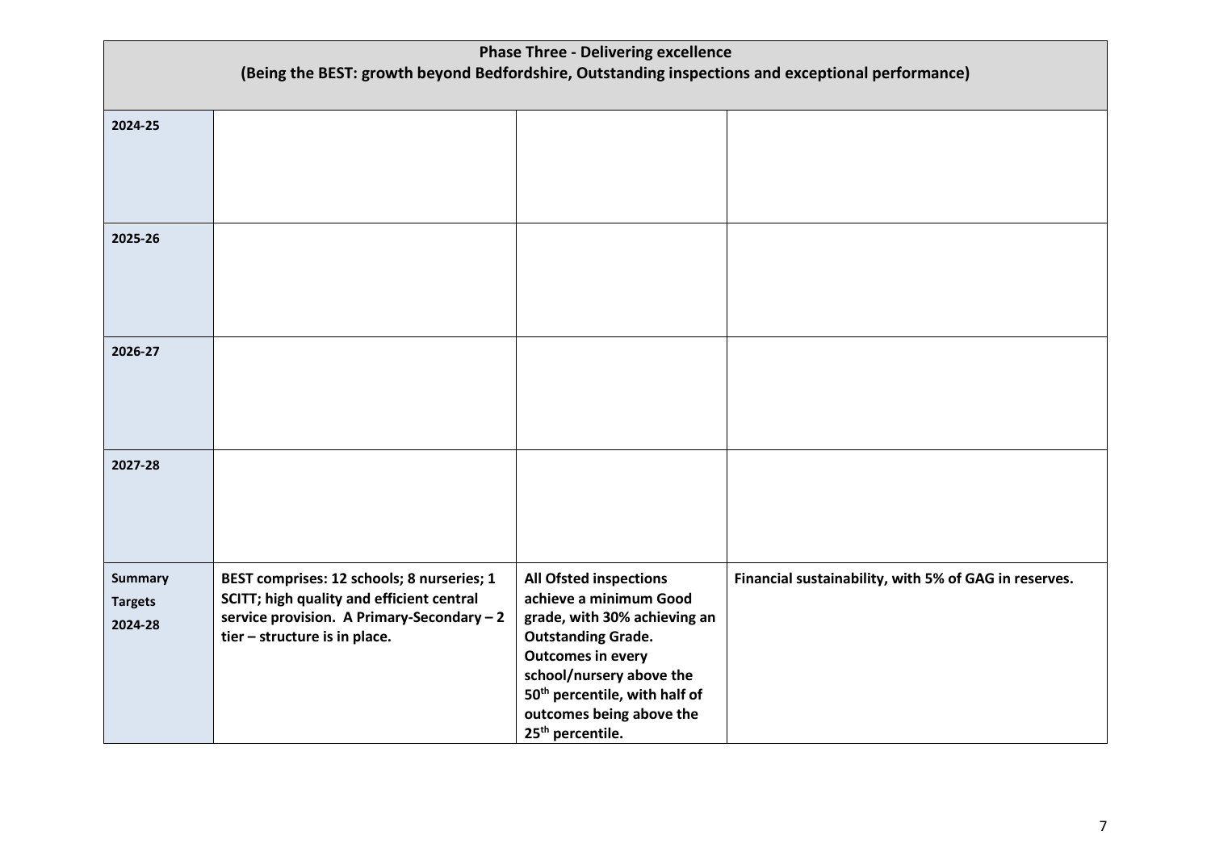| **Phase Three - Delivering excellence (Being the BEST: growth beyond Bedfordshire, Outstanding inspections and exceptional performance)** | | | |
|---|---|---|---|
| **2024-25** | | | |
| **2025-26** | | | |
| **2026-27** | | | |
| **2027-28** | | | |
| **Summary Targets 2024-28** | **BEST comprises: 12 schools; 8 nurseries; 1 SCITT; high quality and efficient central service provision. A Primary-Secondary – 2 tier – structure is in place.** | **All Ofsted inspections achieve a minimum Good grade, with 30% achieving an Outstanding Grade. Outcomes in every school/nursery above the 50th percentile, with half of outcomes being above the 25th percentile.** | **Financial sustainability, with 5% of GAG in reserves.** |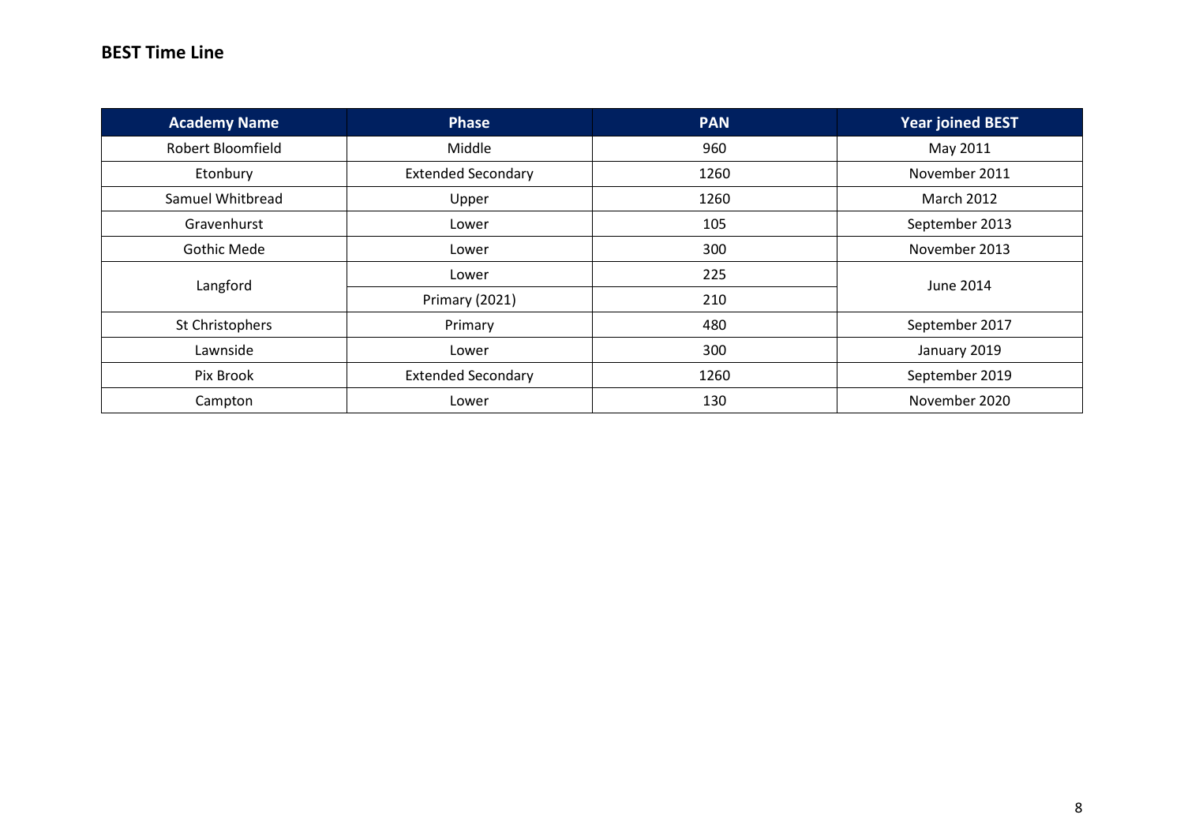**BEST Time Line**

| Academy Name | Phase | PAN | Year joined BEST |
|---|---|---|---|
| Robert Bloomfield | Middle | 960 | May 2011 |
| Etonbury | Extended Secondary | 1260 | November 2011 |
| Samuel Whitbread | Upper | 1260 | March 2012 |
| Gravenhurst | Lower | 105 | September 2013 |
| Gothic Mede | Lower | 300 | November 2013 |
| Langford | Lower | 225 | June 2014 |
| | Primary (2021) | 210 | |
| St Christophers | Primary | 480 | September 2017 |
| Lawnside | Lower | 300 | January 2019 |
| Pix Brook | Extended Secondary | 1260 | September 2019 |
| Campton | Lower | 130 | November 2020 |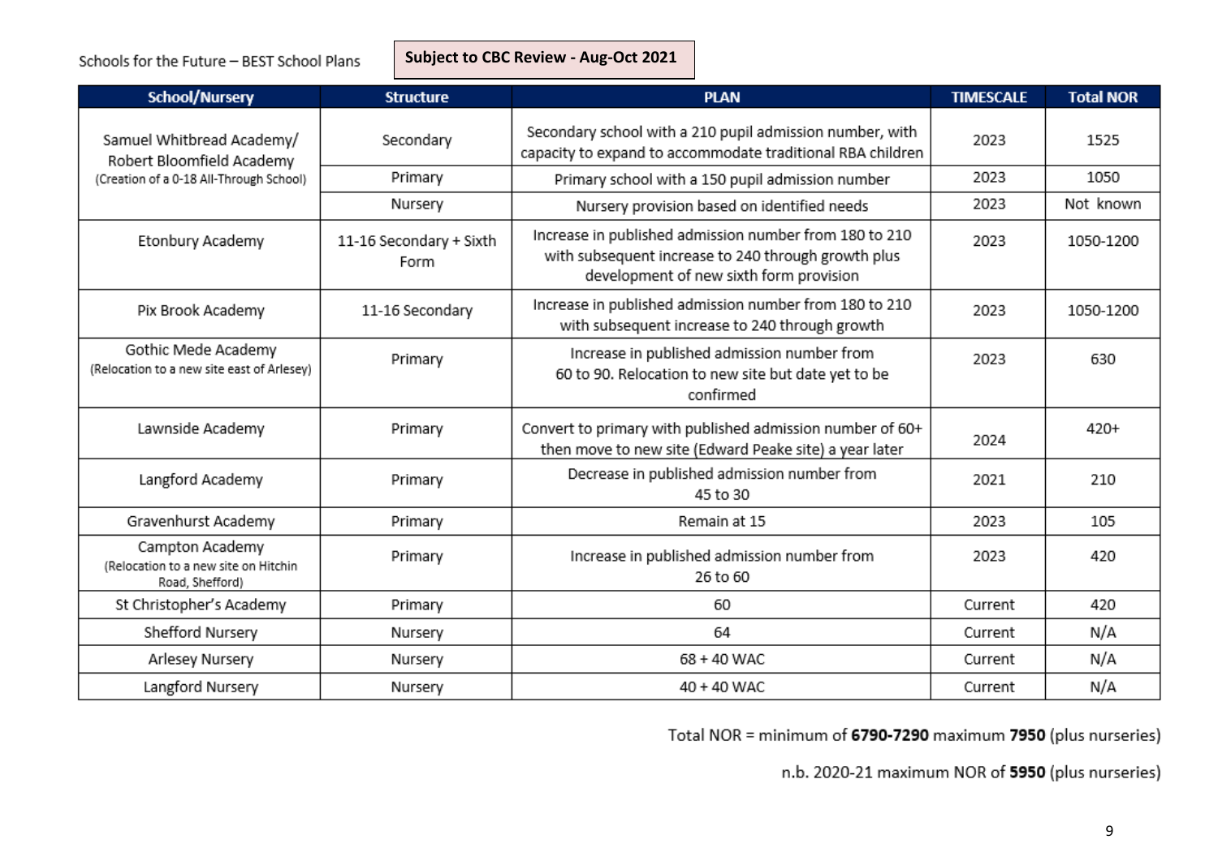Schools for the Future – BEST School Plans

**Subject to CBC Review - Aug-Oct 2021**

| School/Nursery | Structure | PLAN | TIMESCALE | Total NOR |
|---|---|---|---|---|
| Samuel Whitbread Academy/ Robert Bloomfield Academy (Creation of a 0-18 All-Through School) | Secondary | Secondary school with a 210 pupil admission number, with capacity to expand to accommodate traditional RBA children | 2023 | 1525 |
| | Primary | Primary school with a 150 pupil admission number | 2023 | 1050 |
| | Nursery | Nursery provision based on identified needs | 2023 | Not known |
| Etonbury Academy | 11-16 Secondary + Sixth Form | Increase in published admission number from 180 to 210 with subsequent increase to 240 through growth plus development of new sixth form provision | 2023 | 1050-1200 |
| Pix Brook Academy | 11-16 Secondary | Increase in published admission number from 180 to 210 with subsequent increase to 240 through growth | 2023 | 1050-1200 |
| Gothic Mede Academy (Relocation to a new site east of Arlesey) | Primary | Increase in published admission number from 60 to 90. Relocation to new site but date yet to be confirmed | 2023 | 630 |
| Lawnside Academy | Primary | Convert to primary with published admission number of 60+ then move to new site (Edward Peake site) a year later | 2024 | 420+ |
| Langford Academy | Primary | Decrease in published admission number from 45 to 30 | 2021 | 210 |
| Gravenhurst Academy | Primary | Remain at 15 | 2023 | 105 |
| Campton Academy (Relocation to a new site on Hitchin Road, Shefford) | Primary | Increase in published admission number from 26 to 60 | 2023 | 420 |
| St Christopher's Academy | Primary | 60 | Current | 420 |
| Shefford Nursery | Nursery | 64 | Current | N/A |
| Arlesey Nursery | Nursery | 68 + 40 WAC | Current | N/A |
| Langford Nursery | Nursery | 40 + 40 WAC | Current | N/A |

Total NOR = minimum of **6790-7290** maximum **7950** (plus nurseries)

n.b. 2020-21 maximum NOR of **5950** (plus nurseries)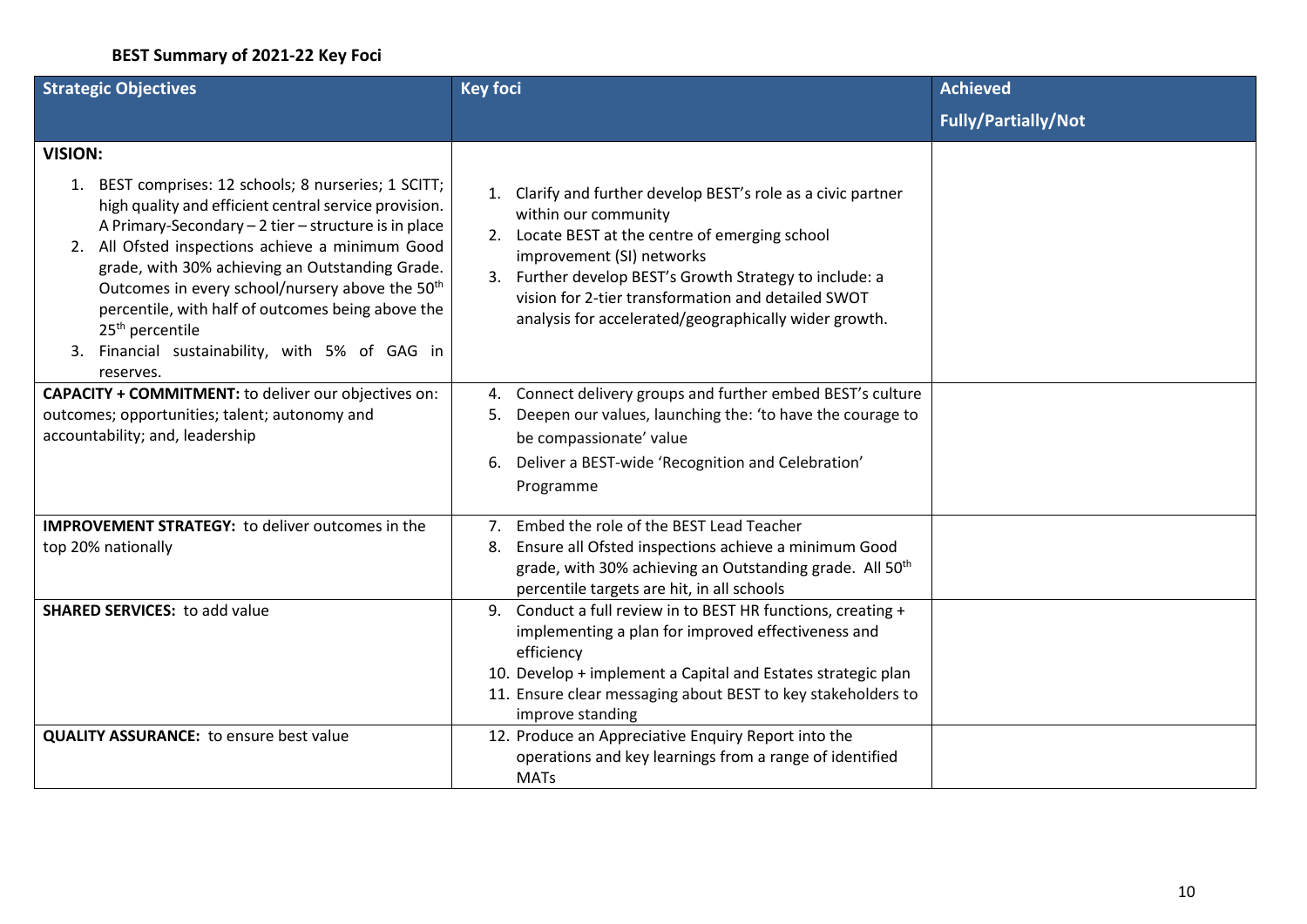**BEST Summary of 2021-22 Key Foci**

| Strategic Objectives | Key foci | Achieved Fully/Partially/Not |
|---|---|---|
| **VISION:**<br>1. BEST comprises: 12 schools; 8 nurseries; 1 SCITT; high quality and efficient central service provision. A Primary-Secondary – 2 tier – structure is in place<br>2. All Ofsted inspections achieve a minimum Good grade, with 30% achieving an Outstanding Grade. Outcomes in every school/nursery above the 50th percentile, with half of outcomes being above the 25th percentile<br>3. Financial sustainability, with 5% of GAG in reserves. | 1. Clarify and further develop BEST's role as a civic partner within our community<br>2. Locate BEST at the centre of emerging school improvement (SI) networks<br>3. Further develop BEST's Growth Strategy to include: a vision for 2-tier transformation and detailed SWOT analysis for accelerated/geographically wider growth. | |
| **CAPACITY + COMMITMENT:** to deliver our objectives on: outcomes; opportunities; talent; autonomy and accountability; and, leadership | 4. Connect delivery groups and further embed BEST's culture<br>5. Deepen our values, launching the: 'to have the courage to be compassionate' value<br>6. Deliver a BEST-wide 'Recognition and Celebration' Programme | |
| **IMPROVEMENT STRATEGY:** to deliver outcomes in the top 20% nationally | 7. Embed the role of the BEST Lead Teacher<br>8. Ensure all Ofsted inspections achieve a minimum Good grade, with 30% achieving an Outstanding grade. All 50th percentile targets are hit, in all schools | |
| **SHARED SERVICES:** to add value | 9. Conduct a full review in to BEST HR functions, creating + implementing a plan for improved effectiveness and efficiency<br>10. Develop + implement a Capital and Estates strategic plan<br>11. Ensure clear messaging about BEST to key stakeholders to improve standing | |
| **QUALITY ASSURANCE:** to ensure best value | 12. Produce an Appreciative Enquiry Report into the operations and key learnings from a range of identified MATs | |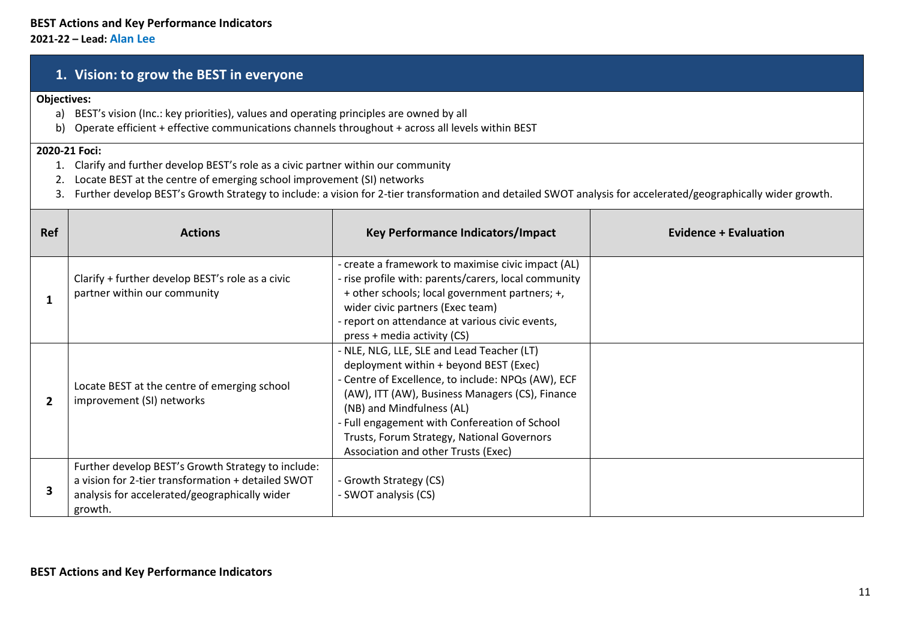**BEST Actions and Key Performance Indicators**

**2021-22 – Lead: Alan Lee**

## 1. Vision: to grow the BEST in everyone

**Objectives:**

a) BEST's vision (Inc.: key priorities), values and operating principles are owned by all
b) Operate efficient + effective communications channels throughout + across all levels within BEST

**2020-21 Foci:**

1. Clarify and further develop BEST's role as a civic partner within our community
2. Locate BEST at the centre of emerging school improvement (SI) networks
3. Further develop BEST's Growth Strategy to include: a vision for 2-tier transformation and detailed SWOT analysis for accelerated/geographically wider growth.

| Ref | Actions | Key Performance Indicators/Impact | Evidence + Evaluation |
|---|---|---|---|
| **1** | Clarify + further develop BEST's role as a civic partner within our community | - create a framework to maximise civic impact (AL)<br>- rise profile with: parents/carers, local community + other schools; local government partners; +, wider civic partners (Exec team)<br>- report on attendance at various civic events, press + media activity (CS) | |
| **2** | Locate BEST at the centre of emerging school improvement (SI) networks | - NLE, NLG, LLE, SLE and Lead Teacher (LT) deployment within + beyond BEST (Exec)<br>- Centre of Excellence, to include: NPQs (AW), ECF (AW), ITT (AW), Business Managers (CS), Finance (NB) and Mindfulness (AL)<br>- Full engagement with Confereation of School Trusts, Forum Strategy, National Governors Association and other Trusts (Exec) | |
| **3** | Further develop BEST's Growth Strategy to include: a vision for 2-tier transformation + detailed SWOT analysis for accelerated/geographically wider growth. | - Growth Strategy (CS)<br>- SWOT analysis (CS) | |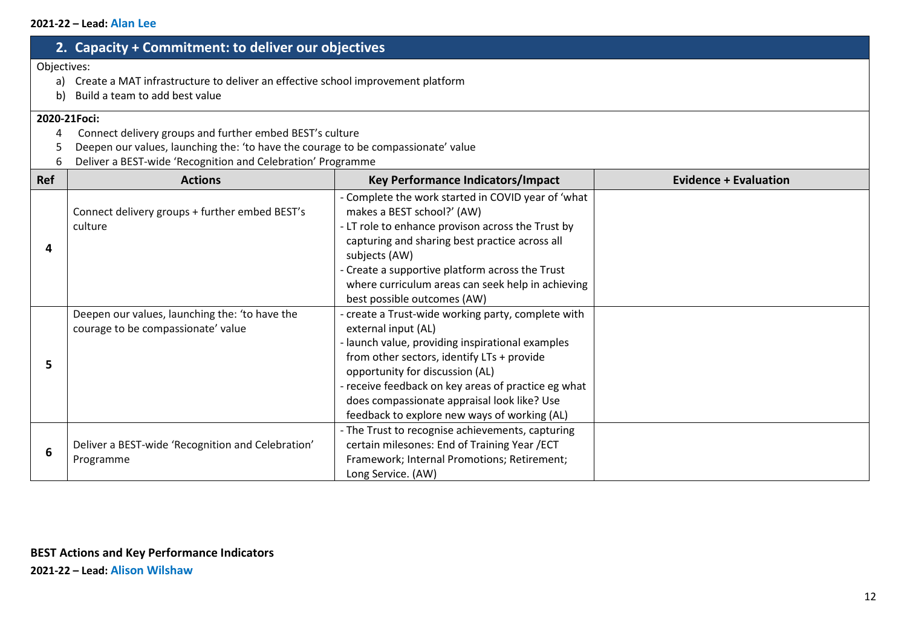**2021-22 – Lead: Alan Lee**

## 2. Capacity + Commitment: to deliver our objectives

Objectives:

a) Create a MAT infrastructure to deliver an effective school improvement platform
b) Build a team to add best value

**2020-21Foci:**

4 Connect delivery groups and further embed BEST's culture
5 Deepen our values, launching the: 'to have the courage to be compassionate' value
6 Deliver a BEST-wide 'Recognition and Celebration' Programme

| Ref | Actions | Key Performance Indicators/Impact | Evidence + Evaluation |
|---|---|---|---|
| **4** | Connect delivery groups + further embed BEST's culture | - Complete the work started in COVID year of 'what makes a BEST school?' (AW)<br>- LT role to enhance provison across the Trust by capturing and sharing best practice across all subjects (AW)<br>- Create a supportive platform across the Trust where curriculum areas can seek help in achieving best possible outcomes (AW) | |
| **5** | Deepen our values, launching the: 'to have the courage to be compassionate' value | - create a Trust-wide working party, complete with external input (AL)<br>- launch value, providing inspirational examples from other sectors, identify LTs + provide opportunity for discussion (AL)<br>- receive feedback on key areas of practice eg what does compassionate appraisal look like? Use feedback to explore new ways of working (AL) | |
| **6** | Deliver a BEST-wide 'Recognition and Celebration' Programme | - The Trust to recognise achievements, capturing certain milesones: End of Training Year /ECT Framework; Internal Promotions; Retirement; Long Service. (AW) | |

**BEST Actions and Key Performance Indicators**

**2021-22 – Lead: Alison Wilshaw**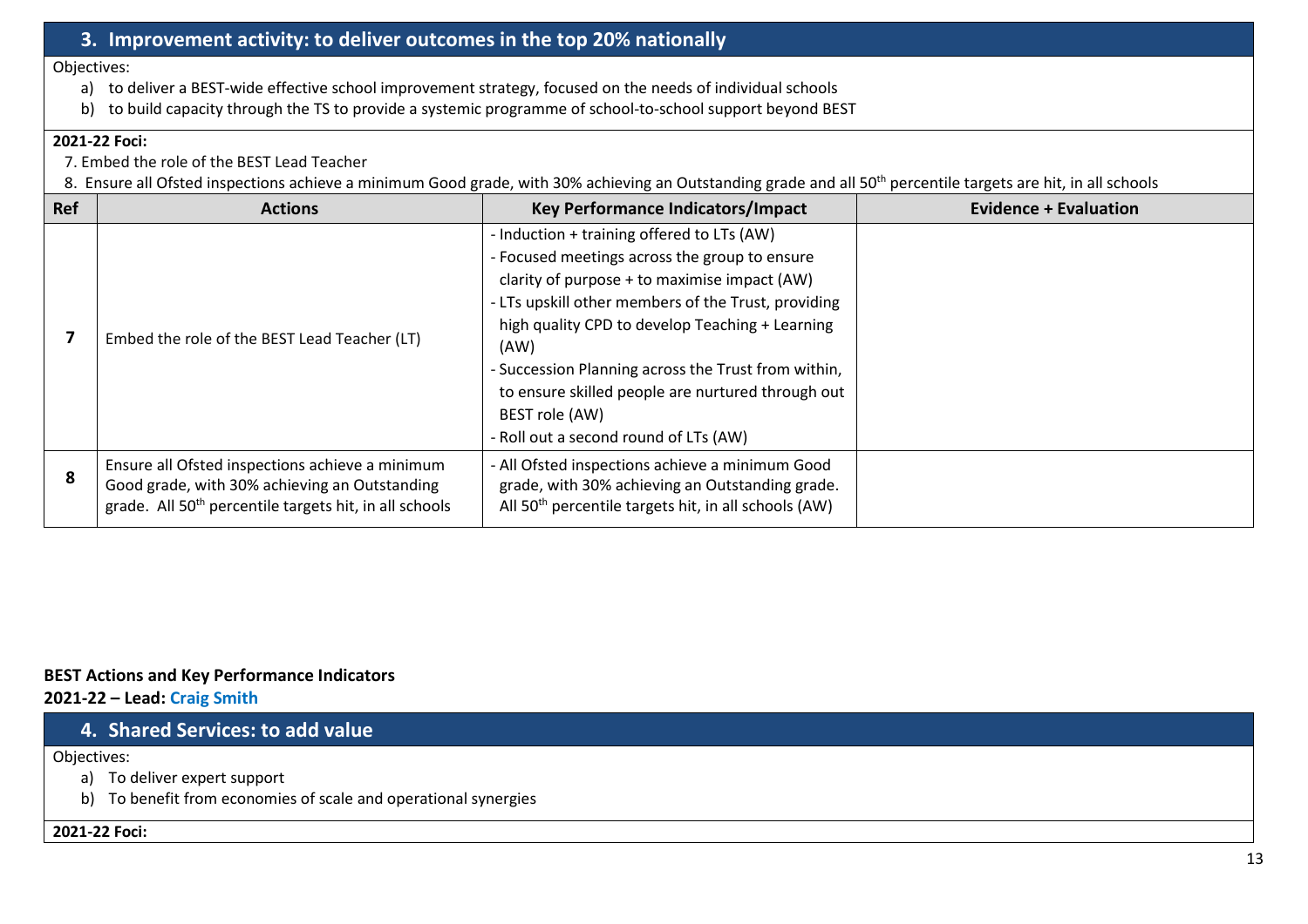## 3. Improvement activity: to deliver outcomes in the top 20% nationally

Objectives:

a) to deliver a BEST-wide effective school improvement strategy, focused on the needs of individual schools
b) to build capacity through the TS to provide a systemic programme of school-to-school support beyond BEST

**2021-22 Foci:**

7. Embed the role of the BEST Lead Teacher
8. Ensure all Ofsted inspections achieve a minimum Good grade, with 30% achieving an Outstanding grade and all 50th percentile targets are hit, in all schools

| Ref | Actions | Key Performance Indicators/Impact | Evidence + Evaluation |
|---|---|---|---|
| **7** | Embed the role of the BEST Lead Teacher (LT) | - Induction + training offered to LTs (AW)<br>- Focused meetings across the group to ensure clarity of purpose + to maximise impact (AW)<br>- LTs upskill other members of the Trust, providing high quality CPD to develop Teaching + Learning (AW)<br>- Succession Planning across the Trust from within, to ensure skilled people are nurtured through out BEST role (AW)<br>- Roll out a second round of LTs (AW) | |
| **8** | Ensure all Ofsted inspections achieve a minimum Good grade, with 30% achieving an Outstanding grade. All 50th percentile targets hit, in all schools | - All Ofsted inspections achieve a minimum Good grade, with 30% achieving an Outstanding grade. All 50th percentile targets hit, in all schools (AW) | |

**BEST Actions and Key Performance Indicators**
**2021-22 – Lead: Craig Smith**

## 4. Shared Services: to add value

Objectives:

a) To deliver expert support
b) To benefit from economies of scale and operational synergies

**2021-22 Foci:**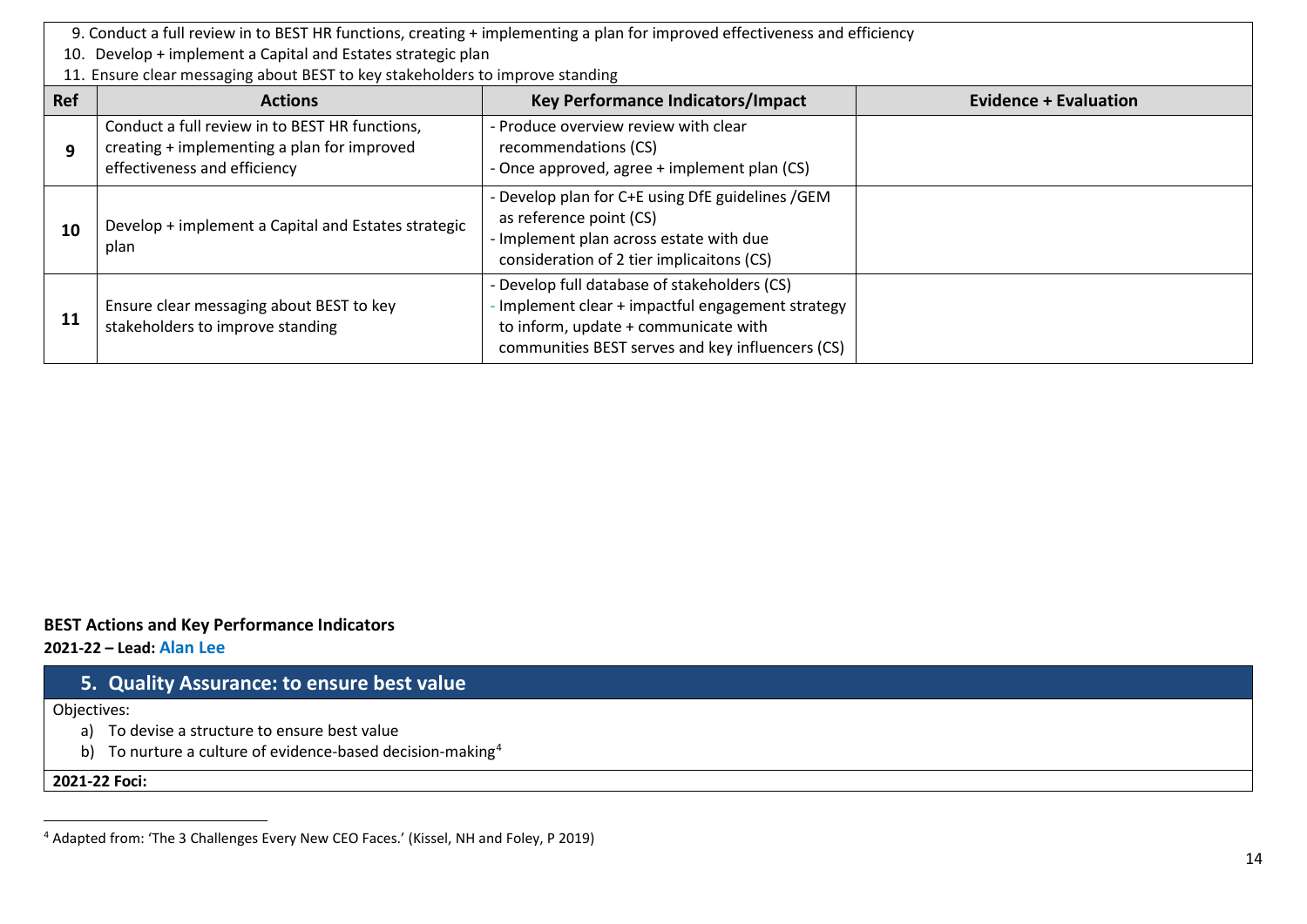9. Conduct a full review in to BEST HR functions, creating + implementing a plan for improved effectiveness and efficiency
10. Develop + implement a Capital and Estates strategic plan
11. Ensure clear messaging about BEST to key stakeholders to improve standing

| Ref | Actions | Key Performance Indicators/Impact | Evidence + Evaluation |
|---|---|---|---|
| 9 | Conduct a full review in to BEST HR functions, creating + implementing a plan for improved effectiveness and efficiency | - Produce overview review with clear recommendations (CS)<br>- Once approved, agree + implement plan (CS) | |
| 10 | Develop + implement a Capital and Estates strategic plan | - Develop plan for C+E using DfE guidelines /GEM as reference point (CS)<br>- Implement plan across estate with due consideration of 2 tier implicaitons (CS) | |
| 11 | Ensure clear messaging about BEST to key stakeholders to improve standing | - Develop full database of stakeholders (CS)<br>- Implement clear + impactful engagement strategy to inform, update + communicate with communities BEST serves and key influencers (CS) | |

**BEST Actions and Key Performance Indicators**

**2021-22 – Lead: Alan Lee**

## 5. Quality Assurance: to ensure best value

Objectives:

a) To devise a structure to ensure best value
b) To nurture a culture of evidence-based decision-making[4]

**2021-22 Foci:**

[4] Adapted from: 'The 3 Challenges Every New CEO Faces.' (Kissel, NH and Foley, P 2019)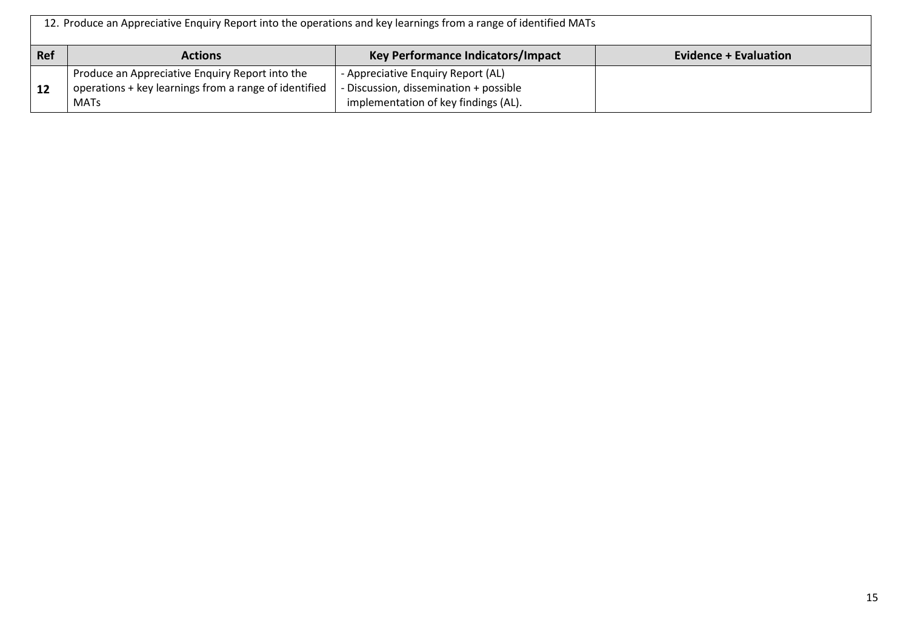12. Produce an Appreciative Enquiry Report into the operations and key learnings from a range of identified MATs

| Ref | Actions | Key Performance Indicators/Impact | Evidence + Evaluation |
|---|---|---|---|
| **12** | Produce an Appreciative Enquiry Report into the operations + key learnings from a range of identified MATs | - Appreciative Enquiry Report (AL)<br>- Discussion, dissemination + possible implementation of key findings (AL). | |